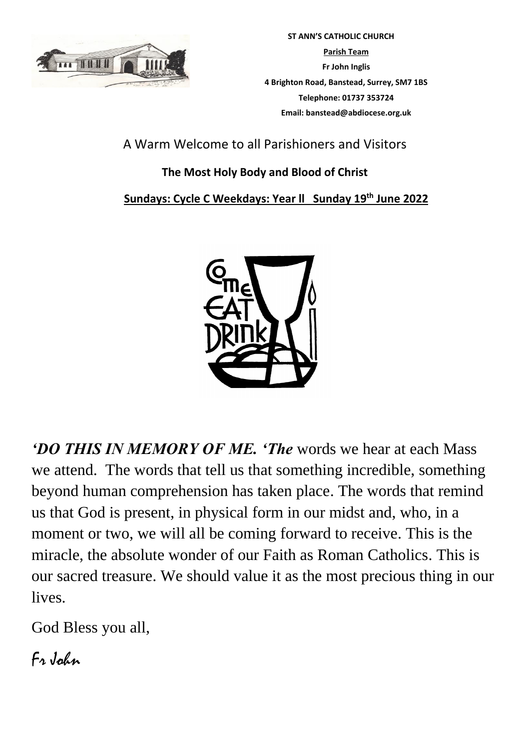**ST ANN'S CATHOLIC CHURCH**

**Parish Team**

**Fr John Inglis**

**4 Brighton Road, Banstead, Surrey, SM7 1BS**

**Telephone: 01737 353724**

**Email: banstead@abdiocese.org.uk**

A Warm Welcome to all Parishioners and Visitors

**The Most Holy Body and Blood of Christ**

**Sundays: Cycle C Weekdays: Year ll Sunday 19th June 2022**

***'DO THIS IN MEMORY OF ME. 'The*** words we hear at each Mass we attend. The words that tell us that something incredible, something beyond human comprehension has taken place. The words that remind us that God is present, in physical form in our midst and, who, in a moment or two, we will all be coming forward to receive. This is the miracle, the absolute wonder of our Faith as Roman Catholics. This is our sacred treasure. We should value it as the most precious thing in our lives.

God Bless you all,

Fr John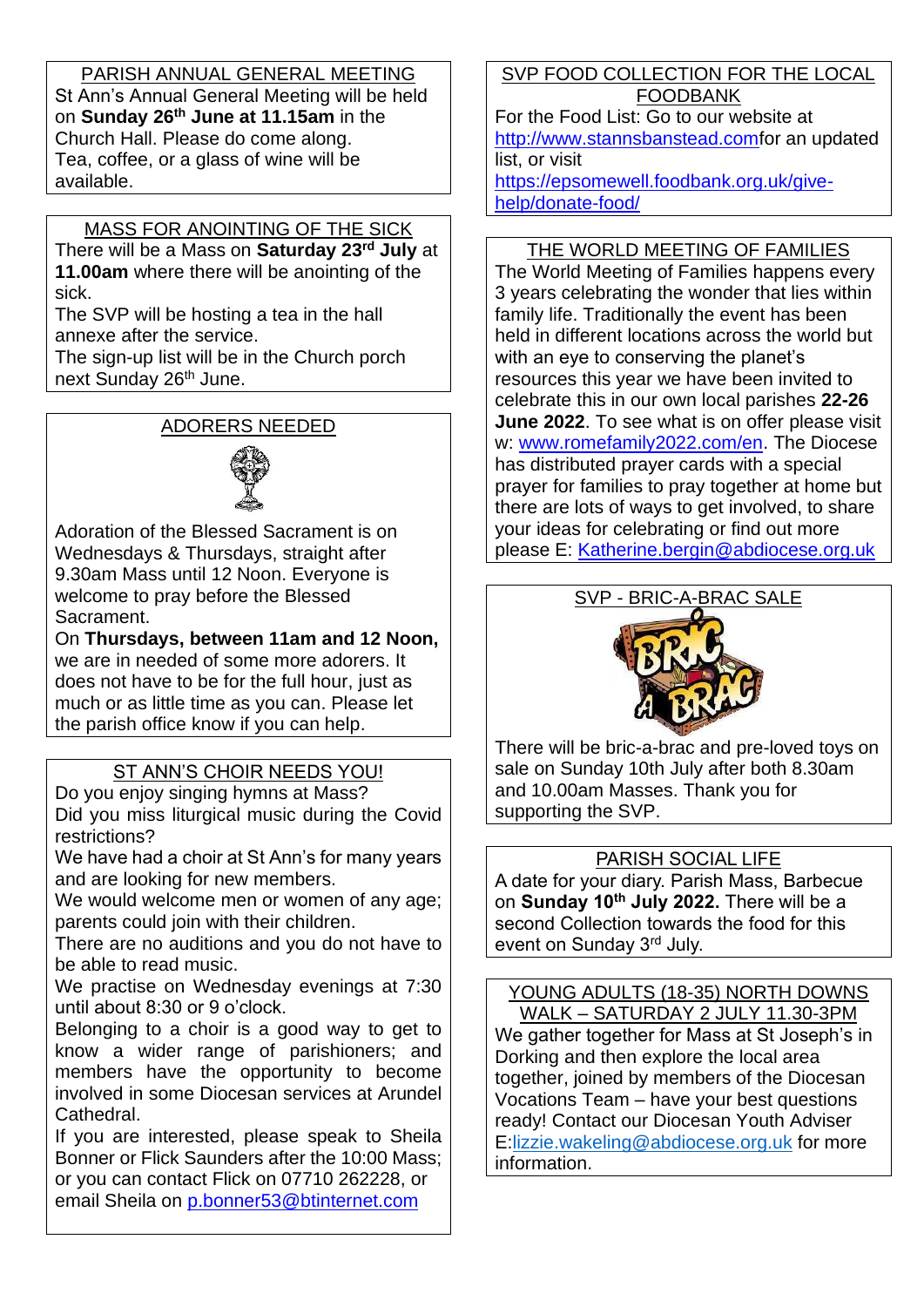## PARISH ANNUAL GENERAL MEETING

St Ann's Annual General Meeting will be held on **Sunday 26th June at 11.15am** in the Church Hall. Please do come along.
Tea, coffee, or a glass of wine will be available.

## MASS FOR ANOINTING OF THE SICK

There will be a Mass on **Saturday 23rd July** at **11.00am** where there will be anointing of the sick.
The SVP will be hosting a tea in the hall annexe after the service.
The sign-up list will be in the Church porch next Sunday 26th June.

## ADORERS NEEDED

Adoration of the Blessed Sacrament is on Wednesdays & Thursdays, straight after 9.30am Mass until 12 Noon. Everyone is welcome to pray before the Blessed Sacrament.
On **Thursdays, between 11am and 12 Noon,** we are in needed of some more adorers. It does not have to be for the full hour, just as much or as little time as you can. Please let the parish office know if you can help.

## ST ANN'S CHOIR NEEDS YOU!

Do you enjoy singing hymns at Mass?
Did you miss liturgical music during the Covid restrictions?
We have had a choir at St Ann's for many years and are looking for new members.
We would welcome men or women of any age; parents could join with their children.
There are no auditions and you do not have to be able to read music.
We practise on Wednesday evenings at 7:30 until about 8:30 or 9 o'clock.
Belonging to a choir is a good way to get to know a wider range of parishioners; and members have the opportunity to become involved in some Diocesan services at Arundel Cathedral.
If you are interested, please speak to Sheila Bonner or Flick Saunders after the 10:00 Mass; or you can contact Flick on 07710 262228, or email Sheila on p.bonner53@btinternet.com

## SVP FOOD COLLECTION FOR THE LOCAL FOODBANK

For the Food List: Go to our website at http://www.stannsbanstead.comfor an updated list, or visit https://epsomewell.foodbank.org.uk/give-help/donate-food/

## THE WORLD MEETING OF FAMILIES

The World Meeting of Families happens every 3 years celebrating the wonder that lies within family life. Traditionally the event has been held in different locations across the world but with an eye to conserving the planet's resources this year we have been invited to celebrate this in our own local parishes **22-26 June 2022**. To see what is on offer please visit w: www.romefamily2022.com/en. The Diocese has distributed prayer cards with a special prayer for families to pray together at home but there are lots of ways to get involved, to share your ideas for celebrating or find out more please E: Katherine.bergin@abdiocese.org.uk

## SVP - BRIC-A-BRAC SALE

There will be bric-a-brac and pre-loved toys on sale on Sunday 10th July after both 8.30am and 10.00am Masses. Thank you for supporting the SVP.

## PARISH SOCIAL LIFE

A date for your diary. Parish Mass, Barbecue on **Sunday 10th July 2022.** There will be a second Collection towards the food for this event on Sunday 3rd July.

## YOUNG ADULTS (18-35) NORTH DOWNS WALK – SATURDAY 2 JULY 11.30-3PM

We gather together for Mass at St Joseph's in Dorking and then explore the local area together, joined by members of the Diocesan Vocations Team – have your best questions ready! Contact our Diocesan Youth Adviser E:lizzie.wakeling@abdiocese.org.uk for more information.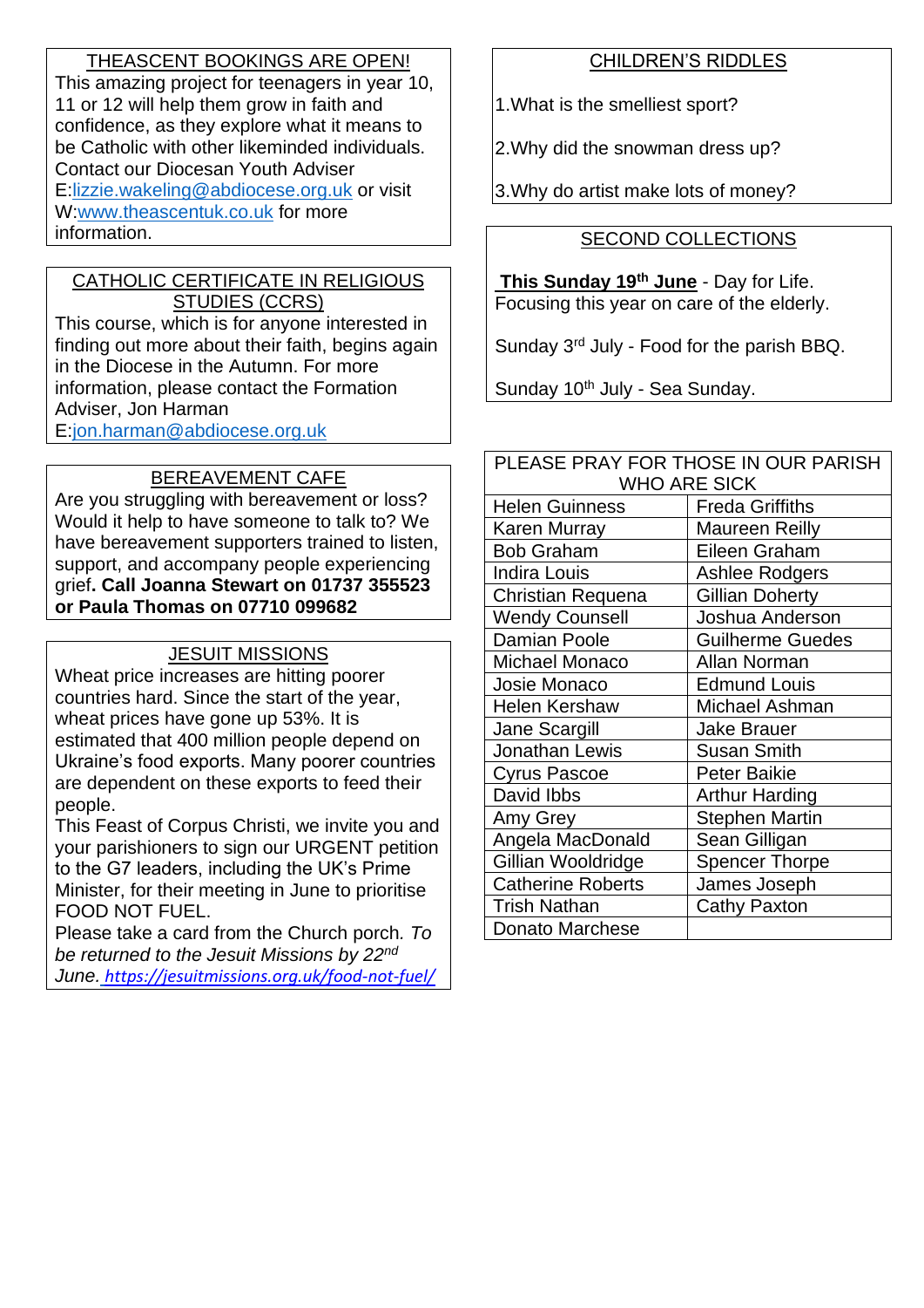## THEASCENT BOOKINGS ARE OPEN!

This amazing project for teenagers in year 10, 11 or 12 will help them grow in faith and confidence, as they explore what it means to be Catholic with other likeminded individuals. Contact our Diocesan Youth Adviser E:lizzie.wakeling@abdiocese.org.uk or visit W:www.theascentuk.co.uk for more information.

## CATHOLIC CERTIFICATE IN RELIGIOUS STUDIES (CCRS)

This course, which is for anyone interested in finding out more about their faith, begins again in the Diocese in the Autumn. For more information, please contact the Formation Adviser, Jon Harman E:jon.harman@abdiocese.org.uk

## BEREAVEMENT CAFE

Are you struggling with bereavement or loss? Would it help to have someone to talk to? We have bereavement supporters trained to listen, support, and accompany people experiencing grief**. Call Joanna Stewart on 01737 355523 or Paula Thomas on 07710 099682**

## JESUIT MISSIONS

Wheat price increases are hitting poorer countries hard. Since the start of the year, wheat prices have gone up 53%. It is estimated that 400 million people depend on Ukraine's food exports. Many poorer countries are dependent on these exports to feed their people.

This Feast of Corpus Christi, we invite you and your parishioners to sign our URGENT petition to the G7 leaders, including the UK's Prime Minister, for their meeting in June to prioritise FOOD NOT FUEL.

Please take a card from the Church porch. *To be returned to the Jesuit Missions by 22nd June.* https://jesuitmissions.org.uk/food-not-fuel/

## CHILDREN'S RIDDLES

1.What is the smelliest sport?

2.Why did the snowman dress up?

3.Why do artist make lots of money?

## SECOND COLLECTIONS

**This Sunday 19th June** - Day for Life. Focusing this year on care of the elderly.

Sunday 3rd July - Food for the parish BBQ.

Sunday 10th July - Sea Sunday.

## PLEASE PRAY FOR THOSE IN OUR PARISH WHO ARE SICK

| | |
|---|---|
| Helen Guinness | Freda Griffiths |
| Karen Murray | Maureen Reilly |
| Bob Graham | Eileen Graham |
| Indira Louis | Ashlee Rodgers |
| Christian Requena | Gillian Doherty |
| Wendy Counsell | Joshua Anderson |
| Damian Poole | Guilherme Guedes |
| Michael Monaco | Allan Norman |
| Josie Monaco | Edmund Louis |
| Helen Kershaw | Michael Ashman |
| Jane Scargill | Jake Brauer |
| Jonathan Lewis | Susan Smith |
| Cyrus Pascoe | Peter Baikie |
| David Ibbs | Arthur Harding |
| Amy Grey | Stephen Martin |
| Angela MacDonald | Sean Gilligan |
| Gillian Wooldridge | Spencer Thorpe |
| Catherine Roberts | James Joseph |
| Trish Nathan | Cathy Paxton |
| Donato Marchese | |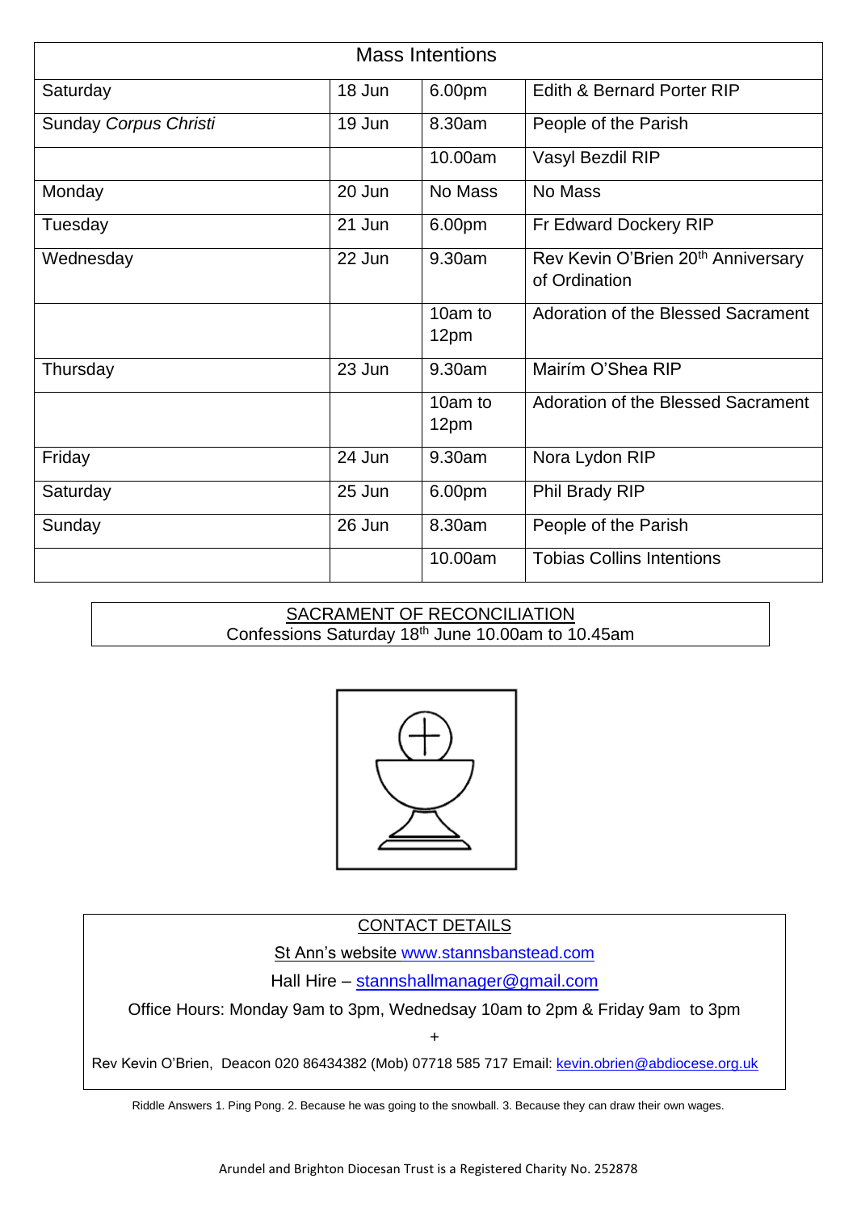| Mass Intentions | | | |
|---|---|---|---|
| Saturday | 18 Jun | 6.00pm | Edith & Bernard Porter RIP |
| Sunday *Corpus Christi* | 19 Jun | 8.30am | People of the Parish |
| | | 10.00am | Vasyl Bezdil RIP |
| Monday | 20 Jun | No Mass | No Mass |
| Tuesday | 21 Jun | 6.00pm | Fr Edward Dockery RIP |
| Wednesday | 22 Jun | 9.30am | Rev Kevin O'Brien 20th Anniversary of Ordination |
| | | 10am to 12pm | Adoration of the Blessed Sacrament |
| Thursday | 23 Jun | 9.30am | Mairím O'Shea RIP |
| | | 10am to 12pm | Adoration of the Blessed Sacrament |
| Friday | 24 Jun | 9.30am | Nora Lydon RIP |
| Saturday | 25 Jun | 6.00pm | Phil Brady RIP |
| Sunday | 26 Jun | 8.30am | People of the Parish |
| | | 10.00am | Tobias Collins Intentions |

SACRAMENT OF RECONCILIATION

Confessions Saturday 18th June 10.00am to 10.45am

CONTACT DETAILS

St Ann's website www.stannsbanstead.com

Hall Hire – stannshallmanager@gmail.com

Office Hours: Monday 9am to 3pm, Wednedsay 10am to 2pm & Friday 9am to 3pm

+

Rev Kevin O'Brien, Deacon 020 86434382 (Mob) 07718 585 717 Email: kevin.obrien@abdiocese.org.uk

Riddle Answers 1. Ping Pong. 2. Because he was going to the snowball. 3. Because they can draw their own wages.

Arundel and Brighton Diocesan Trust is a Registered Charity No. 252878